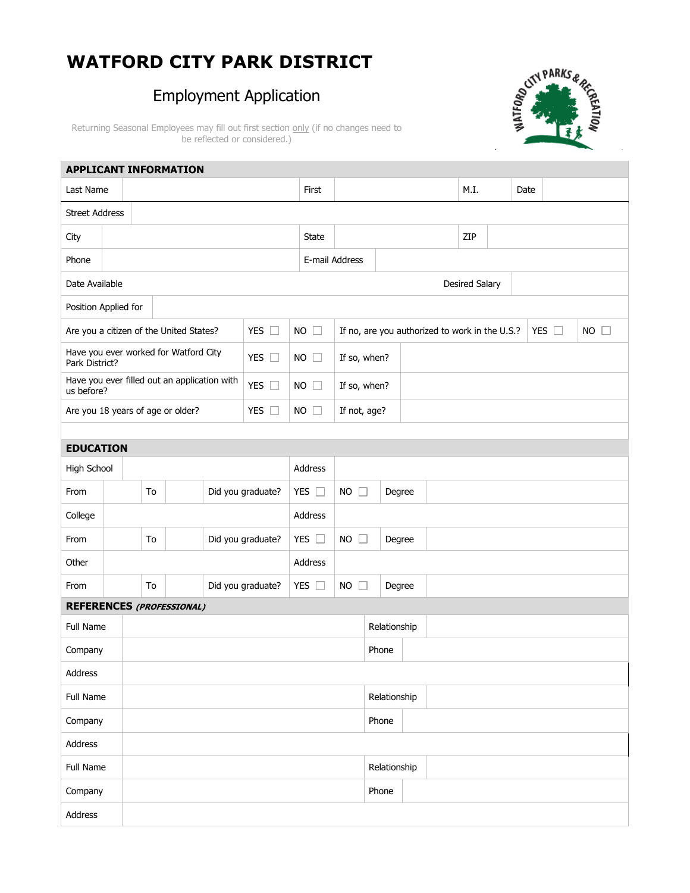# WATFORD CITY PARK DISTRICT

## Employment Application

Returning Seasonal Employees may fill out first section only (if no changes need to be reflected or considered.)

## APPLICANT INFORMATION

| Last Name | | First | | M.I. | | Date | |
|---|---|---|---|---|---|---|---|
| Street Address | | | | | | | |
| City | | State | | ZIP | | | |
| Phone | | E-mail Address | | | | | |
| Date Available | | | | Desired Salary | | | |
| Position Applied for | | | | | | | |

| Are you a citizen of the United States? | YES ☐ | NO ☐ | If no, are you authorized to work in the U.S.? | YES ☐ | NO ☐ |
|---|---|---|---|---|---|
| Have you ever worked for Watford City Park District? | YES ☐ | NO ☐ | If so, when? | | |
| Have you ever filled out an application with us before? | YES ☐ | NO ☐ | If so, when? | | |
| Are you 18 years of age or older? | YES ☐ | NO ☐ | If not, age? | | |

## EDUCATION

| High School | | | | Address | | | |
|---|---|---|---|---|---|---|---|
| From | | To | | Did you graduate? | YES ☐ | NO ☐ | Degree |
| College | | | | Address | | | |
| From | | To | | Did you graduate? | YES ☐ | NO ☐ | Degree |
| Other | | | | Address | | | |
| From | | To | | Did you graduate? | YES ☐ | NO ☐ | Degree |

## REFERENCES *(PROFESSIONAL)*

| Full Name | | Relationship | |
|---|---|---|---|
| Company | | Phone | |
| Address | | | |
| Full Name | | Relationship | |
| Company | | Phone | |
| Address | | | |
| Full Name | | Relationship | |
| Company | | Phone | |
| Address | | | |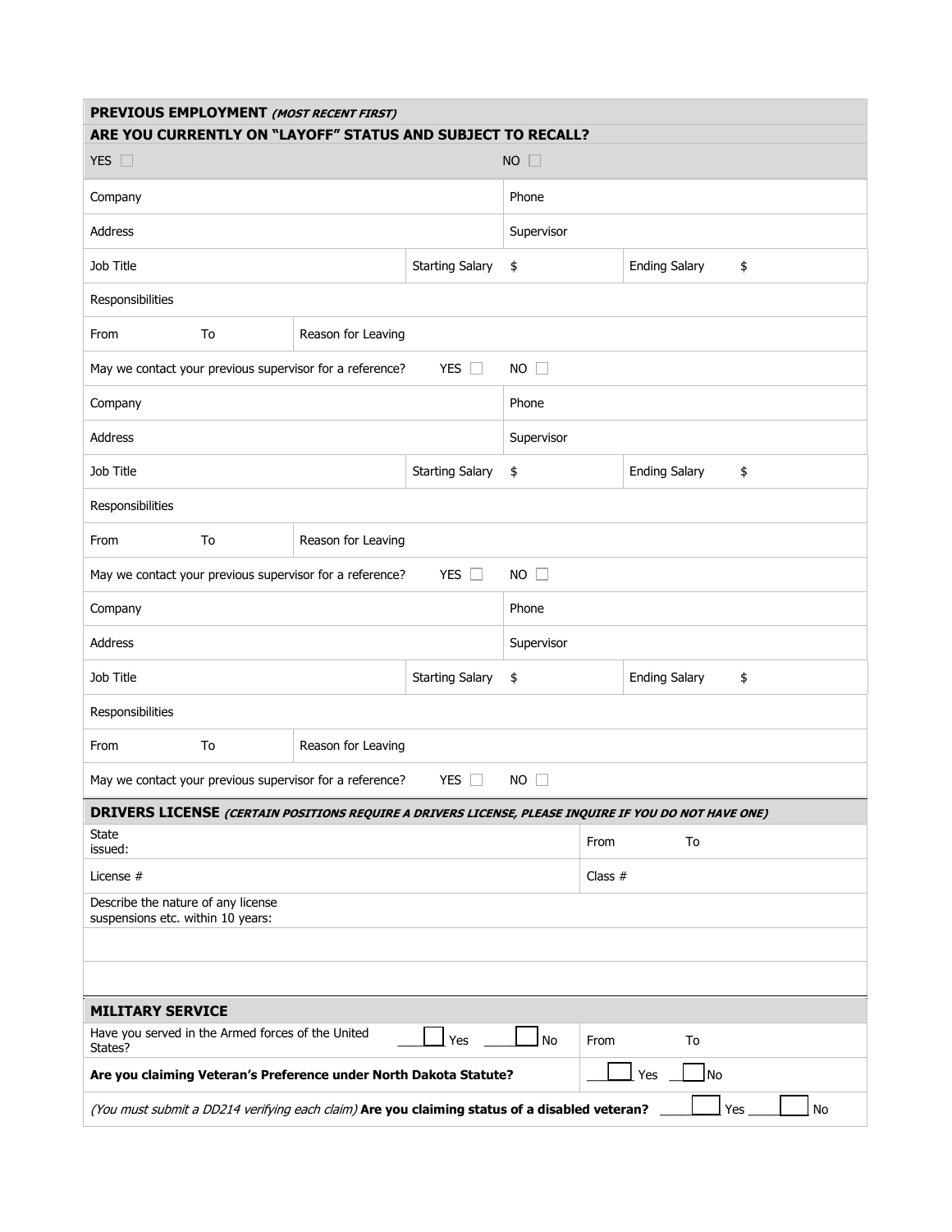## PREVIOUS EMPLOYMENT *(MOST RECENT FIRST)*

**ARE YOU CURRENTLY ON "LAYOFF" STATUS AND SUBJECT TO RECALL?**

YES ☐ NO ☐

| | | | | | |
|---|---|---|---|---|---|
| Company | | | Phone | | |
| Address | | | Supervisor | | |
| Job Title | | Starting Salary | $ | Ending Salary | $ |
| Responsibilities | | | | | |
| From To | Reason for Leaving | | | | |
| May we contact your previous supervisor for a reference? | | YES ☐ | NO ☐ | | |
| Company | | | Phone | | |
| Address | | | Supervisor | | |
| Job Title | | Starting Salary | $ | Ending Salary | $ |
| Responsibilities | | | | | |
| From To | Reason for Leaving | | | | |
| May we contact your previous supervisor for a reference? | | YES ☐ | NO ☐ | | |
| Company | | | Phone | | |
| Address | | | Supervisor | | |
| Job Title | | Starting Salary | $ | Ending Salary | $ |
| Responsibilities | | | | | |
| From To | Reason for Leaving | | | | |
| May we contact your previous supervisor for a reference? | | YES ☐ | NO ☐ | | |

## DRIVERS LICENSE *(CERTAIN POSITIONS REQUIRE A DRIVERS LICENSE, PLEASE INQUIRE IF YOU DO NOT HAVE ONE)*

| | |
|---|---|
| State issued: | From To |
| License # | Class # |
| Describe the nature of any license suspensions etc. within 10 years: | |
| | |
| | |

## MILITARY SERVICE

| | |
|---|---|
| Have you served in the Armed forces of the United States? ☐ Yes ☐ No | From To |
| **Are you claiming Veteran's Preference under North Dakota Statute?** | ☐ Yes ☐ No |
| *(You must submit a DD214 verifying each claim)* **Are you claiming status of a disabled veteran?** | ☐ Yes ☐ No |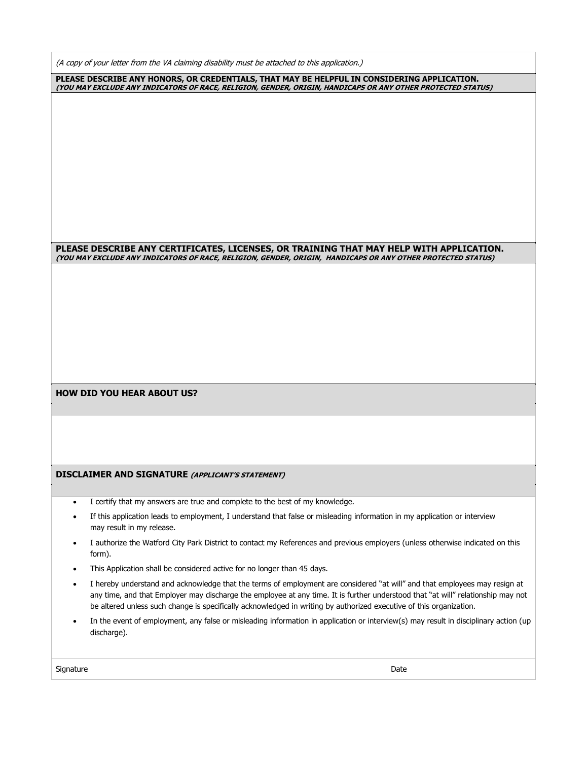*(A copy of your letter from the VA claiming disability must be attached to this application.)*

**PLEASE DESCRIBE ANY HONORS, OR CREDENTIALS, THAT MAY BE HELPFUL IN CONSIDERING APPLICATION.**
***(YOU MAY EXCLUDE ANY INDICATORS OF RACE, RELIGION, GENDER, ORIGIN, HANDICAPS OR ANY OTHER PROTECTED STATUS)***

**PLEASE DESCRIBE ANY CERTIFICATES, LICENSES, OR TRAINING THAT MAY HELP WITH APPLICATION.**
***(YOU MAY EXCLUDE ANY INDICATORS OF RACE, RELIGION, GENDER, ORIGIN, HANDICAPS OR ANY OTHER PROTECTED STATUS)***

**HOW DID YOU HEAR ABOUT US?**

**DISCLAIMER AND SIGNATURE** ***(APPLICANT'S STATEMENT)***

- I certify that my answers are true and complete to the best of my knowledge.
- If this application leads to employment, I understand that false or misleading information in my application or interview may result in my release.
- I authorize the Watford City Park District to contact my References and previous employers (unless otherwise indicated on this form).
- This Application shall be considered active for no longer than 45 days.
- I hereby understand and acknowledge that the terms of employment are considered "at will" and that employees may resign at any time, and that Employer may discharge the employee at any time. It is further understood that "at will" relationship may not be altered unless such change is specifically acknowledged in writing by authorized executive of this organization.
- In the event of employment, any false or misleading information in application or interview(s) may result in disciplinary action (up discharge).

| Signature | Date |
|---|---|